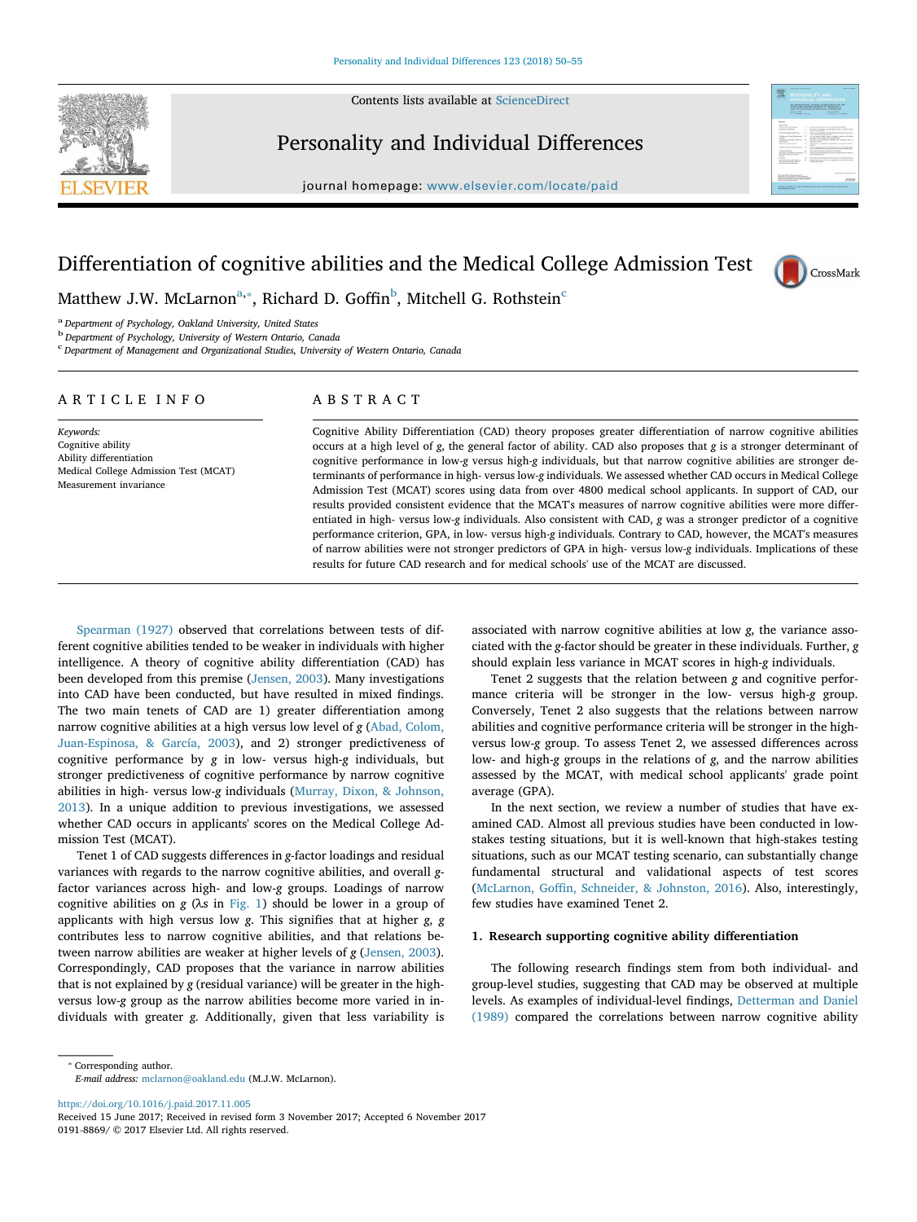# Differentiation of cognitive abilities and the Medical College Admission Test

Matthew J.W. McLarnon[a,*], Richard D. Goffin[b], Mitchell G. Rothstein[c]

[a] Department of Psychology, Oakland University, United States
[b] Department of Psychology, University of Western Ontario, Canada
[c] Department of Management and Organizational Studies, University of Western Ontario, Canada

## ARTICLE INFO

*Keywords:*
Cognitive ability
Ability differentiation
Medical College Admission Test (MCAT)
Measurement invariance

## ABSTRACT

Cognitive Ability Differentiation (CAD) theory proposes greater differentiation of narrow cognitive abilities occurs at a high level of *g*, the general factor of ability. CAD also proposes that *g* is a stronger determinant of cognitive performance in low-*g* versus high-*g* individuals, but that narrow cognitive abilities are stronger determinants of performance in high- versus low-*g* individuals. We assessed whether CAD occurs in Medical College Admission Test (MCAT) scores using data from over 4800 medical school applicants. In support of CAD, our results provided consistent evidence that the MCAT's measures of narrow cognitive abilities were more differentiated in high- versus low-*g* individuals. Also consistent with CAD, *g* was a stronger predictor of a cognitive performance criterion, GPA, in low- versus high-*g* individuals. Contrary to CAD, however, the MCAT's measures of narrow abilities were not stronger predictors of GPA in high- versus low-*g* individuals. Implications of these results for future CAD research and for medical schools' use of the MCAT are discussed.

Spearman (1927) observed that correlations between tests of different cognitive abilities tended to be weaker in individuals with higher intelligence. A theory of cognitive ability differentiation (CAD) has been developed from this premise (Jensen, 2003). Many investigations into CAD have been conducted, but have resulted in mixed findings. The two main tenets of CAD are 1) greater differentiation among narrow cognitive abilities at a high versus low level of *g* (Abad, Colom, Juan-Espinosa, & García, 2003), and 2) stronger predictiveness of cognitive performance by *g* in low- versus high-*g* individuals, but stronger predictiveness of cognitive performance by narrow cognitive abilities in high- versus low-*g* individuals (Murray, Dixon, & Johnson, 2013). In a unique addition to previous investigations, we assessed whether CAD occurs in applicants' scores on the Medical College Admission Test (MCAT).

Tenet 1 of CAD suggests differences in *g*-factor loadings and residual variances with regards to the narrow cognitive abilities, and overall *g*-factor variances across high- and low-*g* groups. Loadings of narrow cognitive abilities on *g* ($\lambda$s in Fig. 1) should be lower in a group of applicants with high versus low *g*. This signifies that at higher *g*, *g* contributes less to narrow cognitive abilities, and that relations between narrow abilities are weaker at higher levels of *g* (Jensen, 2003). Correspondingly, CAD proposes that the variance in narrow abilities that is not explained by *g* (residual variance) will be greater in the high- versus low-*g* group as the narrow abilities become more varied in individuals with greater *g*. Additionally, given that less variability is associated with narrow cognitive abilities at low *g*, the variance associated with the *g*-factor should be greater in these individuals. Further, *g* should explain less variance in MCAT scores in high-*g* individuals.

Tenet 2 suggests that the relation between *g* and cognitive performance criteria will be stronger in the low- versus high-*g* group. Conversely, Tenet 2 also suggests that the relations between narrow abilities and cognitive performance criteria will be stronger in the high- versus low-*g* group. To assess Tenet 2, we assessed differences across low- and high-*g* groups in the relations of *g*, and the narrow abilities assessed by the MCAT, with medical school applicants' grade point average (GPA).

In the next section, we review a number of studies that have examined CAD. Almost all previous studies have been conducted in low-stakes testing situations, but it is well-known that high-stakes testing situations, such as our MCAT testing scenario, can substantially change fundamental structural and validational aspects of test scores (McLarnon, Goffin, Schneider, & Johnston, 2016). Also, interestingly, few studies have examined Tenet 2.

## 1. Research supporting cognitive ability differentiation

The following research findings stem from both individual- and group-level studies, suggesting that CAD may be observed at multiple levels. As examples of individual-level findings, Detterman and Daniel (1989) compared the correlations between narrow cognitive ability

* Corresponding author.
*E-mail address:* mclarnon@oakland.edu (M.J.W. McLarnon).

https://doi.org/10.1016/j.paid.2017.11.005
Received 15 June 2017; Received in revised form 3 November 2017; Accepted 6 November 2017
0191-8869/ © 2017 Elsevier Ltd. All rights reserved.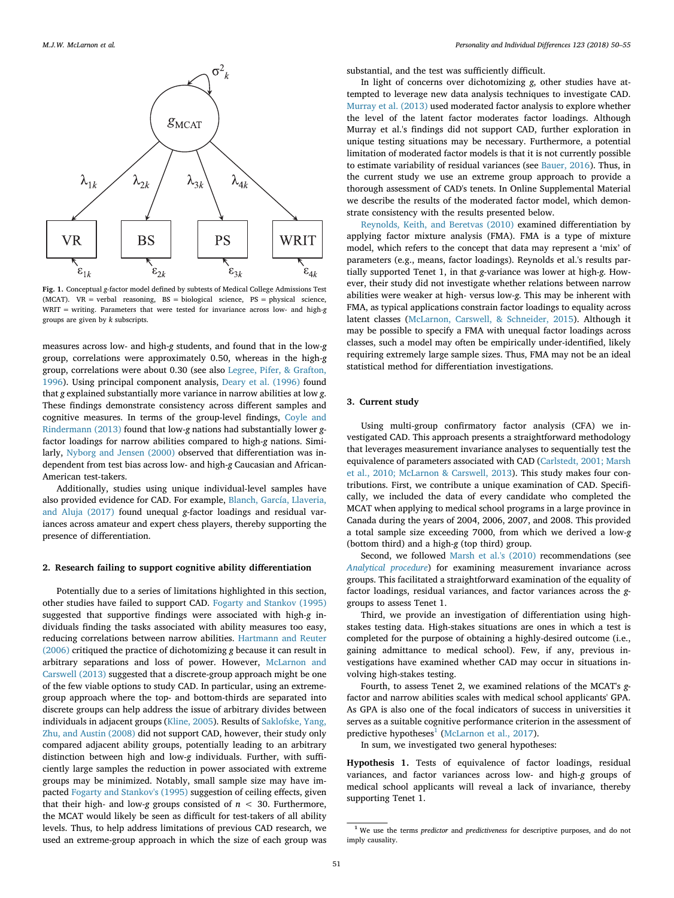Fig. 1. Conceptual *g*-factor model defined by subtests of Medical College Admissions Test (MCAT). VR = verbal reasoning, BS = biological science, PS = physical science, WRIT = writing. Parameters that were tested for invariance across low- and high-*g* groups are given by *k* subscripts.

measures across low- and high-*g* students, and found that in the low-*g* group, correlations were approximately 0.50, whereas in the high-*g* group, correlations were about 0.30 (see also Legree, Pifer, & Grafton, 1996). Using principal component analysis, Deary et al. (1996) found that *g* explained substantially more variance in narrow abilities at low *g*. These findings demonstrate consistency across different samples and cognitive measures. In terms of the group-level findings, Coyle and Rindermann (2013) found that low-*g* nations had substantially lower *g*-factor loadings for narrow abilities compared to high-*g* nations. Similarly, Nyborg and Jensen (2000) observed that differentiation was independent from test bias across low- and high-*g* Caucasian and African-American test-takers.

Additionally, studies using unique individual-level samples have also provided evidence for CAD. For example, Blanch, García, Llaveria, and Aluja (2017) found unequal *g*-factor loadings and residual variances across amateur and expert chess players, thereby supporting the presence of differentiation.

## 2. Research failing to support cognitive ability differentiation

Potentially due to a series of limitations highlighted in this section, other studies have failed to support CAD. Fogarty and Stankov (1995) suggested that supportive findings were associated with high-*g* individuals finding the tasks associated with ability measures too easy, reducing correlations between narrow abilities. Hartmann and Reuter (2006) critiqued the practice of dichotomizing *g* because it can result in arbitrary separations and loss of power. However, McLarnon and Carswell (2013) suggested that a discrete-group approach might be one of the few viable options to study CAD. In particular, using an extreme-group approach where the top- and bottom-thirds are separated into discrete groups can help address the issue of arbitrary divides between individuals in adjacent groups (Kline, 2005). Results of Saklofske, Yang, Zhu, and Austin (2008) did not support CAD, however, their study only compared adjacent ability groups, potentially leading to an arbitrary distinction between high and low-*g* individuals. Further, with sufficiently large samples the reduction in power associated with extreme groups may be minimized. Notably, small sample size may have impacted Fogarty and Stankov's (1995) suggestion of ceiling effects, given that their high- and low-*g* groups consisted of $n < 30$. Furthermore, the MCAT would likely be seen as difficult for test-takers of all ability levels. Thus, to help address limitations of previous CAD research, we used an extreme-group approach in which the size of each group was substantial, and the test was sufficiently difficult.

In light of concerns over dichotomizing *g*, other studies have attempted to leverage new data analysis techniques to investigate CAD. Murray et al. (2013) used moderated factor analysis to explore whether the level of the latent factor moderates factor loadings. Although Murray et al.'s findings did not support CAD, further exploration in unique testing situations may be necessary. Furthermore, a potential limitation of moderated factor models is that it is not currently possible to estimate variability of residual variances (see Bauer, 2016). Thus, in the current study we use an extreme group approach to provide a thorough assessment of CAD's tenets. In Online Supplemental Material we describe the results of the moderated factor model, which demonstrate consistency with the results presented below.

Reynolds, Keith, and Beretvas (2010) examined differentiation by applying factor mixture analysis (FMA). FMA is a type of mixture model, which refers to the concept that data may represent a 'mix' of parameters (e.g., means, factor loadings). Reynolds et al.'s results partially supported Tenet 1, in that *g*-variance was lower at high-*g*. However, their study did not investigate whether relations between narrow abilities were weaker at high- versus low-*g*. This may be inherent with FMA, as typical applications constrain factor loadings to equality across latent classes (McLarnon, Carswell, & Schneider, 2015). Although it may be possible to specify a FMA with unequal factor loadings across classes, such a model may often be empirically under-identified, likely requiring extremely large sample sizes. Thus, FMA may not be an ideal statistical method for differentiation investigations.

## 3. Current study

Using multi-group confirmatory factor analysis (CFA) we investigated CAD. This approach presents a straightforward methodology that leverages measurement invariance analyses to sequentially test the equivalence of parameters associated with CAD (Carlstedt, 2001; Marsh et al., 2010; McLarnon & Carswell, 2013). This study makes four contributions. First, we contribute a unique examination of CAD. Specifically, we included the data of every candidate who completed the MCAT when applying to medical school programs in a large province in Canada during the years of 2004, 2006, 2007, and 2008. This provided a total sample size exceeding 7000, from which we derived a low-*g* (bottom third) and a high-*g* (top third) group.

Second, we followed Marsh et al.'s (2010) recommendations (see *Analytical procedure*) for examining measurement invariance across groups. This facilitated a straightforward examination of the equality of factor loadings, residual variances, and factor variances across the *g*-groups to assess Tenet 1.

Third, we provide an investigation of differentiation using high-stakes testing data. High-stakes situations are ones in which a test is completed for the purpose of obtaining a highly-desired outcome (i.e., gaining admittance to medical school). Few, if any, previous investigations have examined whether CAD may occur in situations involving high-stakes testing.

Fourth, to assess Tenet 2, we examined relations of the MCAT's *g*-factor and narrow abilities scales with medical school applicants' GPA. As GPA is also one of the focal indicators of success in universities it serves as a suitable cognitive performance criterion in the assessment of predictive hypotheses[1] (McLarnon et al., 2017).

In sum, we investigated two general hypotheses:

**Hypothesis 1.** Tests of equivalence of factor loadings, residual variances, and factor variances across low- and high-*g* groups of medical school applicants will reveal a lack of invariance, thereby supporting Tenet 1.

[1] We use the terms *predictor* and *predictiveness* for descriptive purposes, and do not imply causality.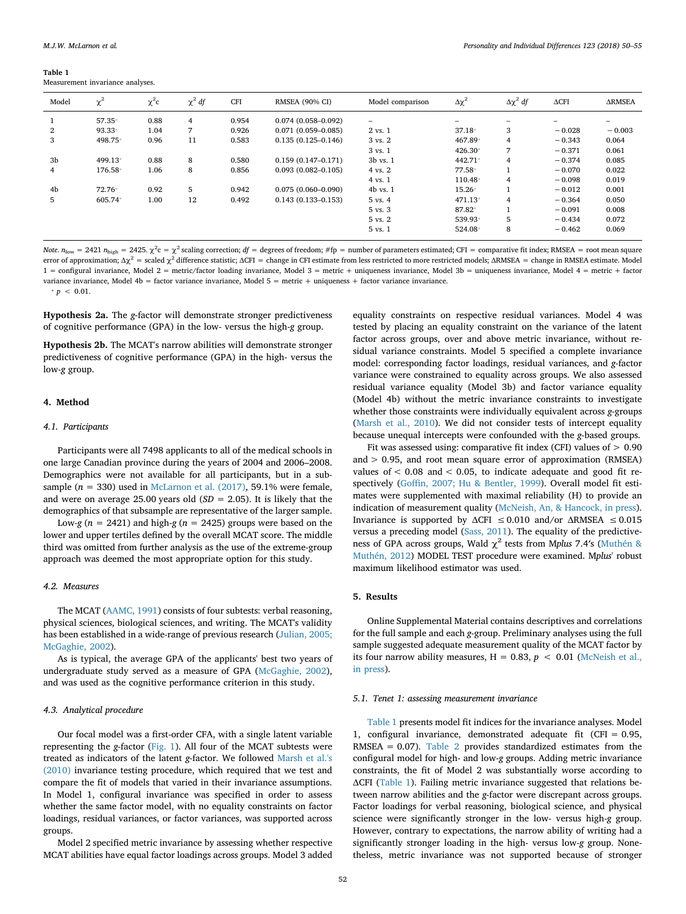**Table 1**
Measurement invariance analyses.

| Model | $\chi^2$ | $\chi^2$c | $\chi^2$ *df* | CFI | RMSEA (90% CI) | Model comparison | $\Delta\chi^2$ | $\Delta\chi^2$ *df* | ΔCFI | ΔRMSEA |
|---|---|---|---|---|---|---|---|---|---|---|
| 1 | 57.35* | 0.88 | 4 | 0.954 | 0.074 (0.058–0.092) | – | – | – | – | – |
| 2 | 93.33* | 1.04 | 7 | 0.926 | 0.071 (0.059–0.085) | 2 vs. 1 | 37.18* | 3 | −0.028 | −0.003 |
| 3 | 498.75* | 0.96 | 11 | 0.583 | 0.135 (0.125–0.146) | 3 vs. 2 | 467.89* | 4 | −0.343 | 0.064 |
| | | | | | | 3 vs. 1 | 426.30* | 7 | −0.371 | 0.061 |
| 3b | 499.13* | 0.88 | 8 | 0.580 | 0.159 (0.147–0.171) | 3b vs. 1 | 442.71* | 4 | −0.374 | 0.085 |
| 4 | 176.58* | 1.06 | 8 | 0.856 | 0.093 (0.082–0.105) | 4 vs. 2 | 77.58* | 1 | −0.070 | 0.022 |
| | | | | | | 4 vs. 1 | 110.48* | 4 | −0.098 | 0.019 |
| 4b | 72.76* | 0.92 | 5 | 0.942 | 0.075 (0.060–0.090) | 4b vs. 1 | 15.26* | 1 | −0.012 | 0.001 |
| 5 | 605.74* | 1.00 | 12 | 0.492 | 0.143 (0.133–0.153) | 5 vs. 4 | 471.13* | 4 | −0.364 | 0.050 |
| | | | | | | 5 vs. 3 | 87.82* | 1 | −0.091 | 0.008 |
| | | | | | | 5 vs. 2 | 539.93* | 5 | −0.434 | 0.072 |
| | | | | | | 5 vs. 1 | 524.08* | 8 | −0.462 | 0.069 |

*Note.* $n_{low}$ = 2421 $n_{high}$ = 2425. $\chi^2$c = $\chi^2$ scaling correction; *df* = degrees of freedom; #fp = number of parameters estimated; CFI = comparative fit index; RMSEA = root mean square error of approximation; $\Delta\chi^2$ = scaled $\chi^2$ difference statistic; ΔCFI = change in CFI estimate from less restricted to more restricted models; ΔRMSEA = change in RMSEA estimate. Model 1 = configural invariance, Model 2 = metric/factor loading invariance, Model 3 = metric + uniqueness invariance, Model 3b = uniqueness invariance, Model 4 = metric + factor variance invariance, Model 4b = factor variance invariance, Model 5 = metric + uniqueness + factor variance invariance.

\* $p < 0.01$.

**Hypothesis 2a.** The *g*-factor will demonstrate stronger predictiveness of cognitive performance (GPA) in the low- versus the high-*g* group.

**Hypothesis 2b.** The MCAT's narrow abilities will demonstrate stronger predictiveness of cognitive performance (GPA) in the high- versus the low-*g* group.

## 4. Method

### 4.1. Participants

Participants were all 7498 applicants to all of the medical schools in one large Canadian province during the years of 2004 and 2006–2008. Demographics were not available for all participants, but in a subsample ($n$ = 330) used in McLarnon et al. (2017), 59.1% were female, and were on average 25.00 years old ($SD$ = 2.05). It is likely that the demographics of that subsample are representative of the larger sample.

Low-*g* ($n$ = 2421) and high-*g* ($n$ = 2425) groups were based on the lower and upper tertiles defined by the overall MCAT score. The middle third was omitted from further analysis as the use of the extreme-group approach was deemed the most appropriate option for this study.

### 4.2. Measures

The MCAT (AAMC, 1991) consists of four subtests: verbal reasoning, physical sciences, biological sciences, and writing. The MCAT's validity has been established in a wide-range of previous research (Julian, 2005; McGaghie, 2002).

As is typical, the average GPA of the applicants' best two years of undergraduate study served as a measure of GPA (McGaghie, 2002), and was used as the cognitive performance criterion in this study.

### 4.3. Analytical procedure

Our focal model was a first-order CFA, with a single latent variable representing the *g*-factor (Fig. 1). All four of the MCAT subtests were treated as indicators of the latent *g*-factor. We followed Marsh et al.'s (2010) invariance testing procedure, which required that we test and compare the fit of models that varied in their invariance assumptions. In Model 1, configural invariance was specified in order to assess whether the same factor model, with no equality constraints on factor loadings, residual variances, or factor variances, was supported across groups.

Model 2 specified metric invariance by assessing whether respective MCAT abilities have equal factor loadings across groups. Model 3 added equality constraints on respective residual variances. Model 4 was tested by placing an equality constraint on the variance of the latent factor across groups, over and above metric invariance, without residual variance constraints. Model 5 specified a complete invariance model: corresponding factor loadings, residual variances, and *g*-factor variance were constrained to equality across groups. We also assessed residual variance equality (Model 3b) and factor variance equality (Model 4b) without the metric invariance constraints to investigate whether those constraints were individually equivalent across *g*-groups (Marsh et al., 2010). We did not consider tests of intercept equality because unequal intercepts were confounded with the *g*-based groups.

Fit was assessed using: comparative fit index (CFI) values of > 0.90 and > 0.95, and root mean square error of approximation (RMSEA) values of < 0.08 and < 0.05, to indicate adequate and good fit respectively (Goffin, 2007; Hu & Bentler, 1999). Overall model fit estimates were supplemented with maximal reliability (H) to provide an indication of measurement quality (McNeish, An, & Hancock, in press). Invariance is supported by ΔCFI ≤ 0.010 and/or ΔRMSEA ≤ 0.015 versus a preceding model (Sass, 2011). The equality of the predictiveness of GPA across groups, Wald $\chi^2$ tests from M*plus* 7.4's (Muthén & Muthén, 2012) MODEL TEST procedure were examined. M*plus*' robust maximum likelihood estimator was used.

## 5. Results

Online Supplemental Material contains descriptives and correlations for the full sample and each *g*-group. Preliminary analyses using the full sample suggested adequate measurement quality of the MCAT factor by its four narrow ability measures, H = 0.83, $p < 0.01$ (McNeish et al., in press).

### 5.1. Tenet 1: assessing measurement invariance

Table 1 presents model fit indices for the invariance analyses. Model 1, configural invariance, demonstrated adequate fit (CFI = 0.95, RMSEA = 0.07). Table 2 provides standardized estimates from the configural model for high- and low-*g* groups. Adding metric invariance constraints, the fit of Model 2 was substantially worse according to ΔCFI (Table 1). Failing metric invariance suggested that relations between narrow abilities and the *g*-factor were discrepant across groups. Factor loadings for verbal reasoning, biological science, and physical science were significantly stronger in the low- versus high-*g* group. However, contrary to expectations, the narrow ability of writing had a significantly stronger loading in the high- versus low-*g* group. Nonetheless, metric invariance was not supported because of stronger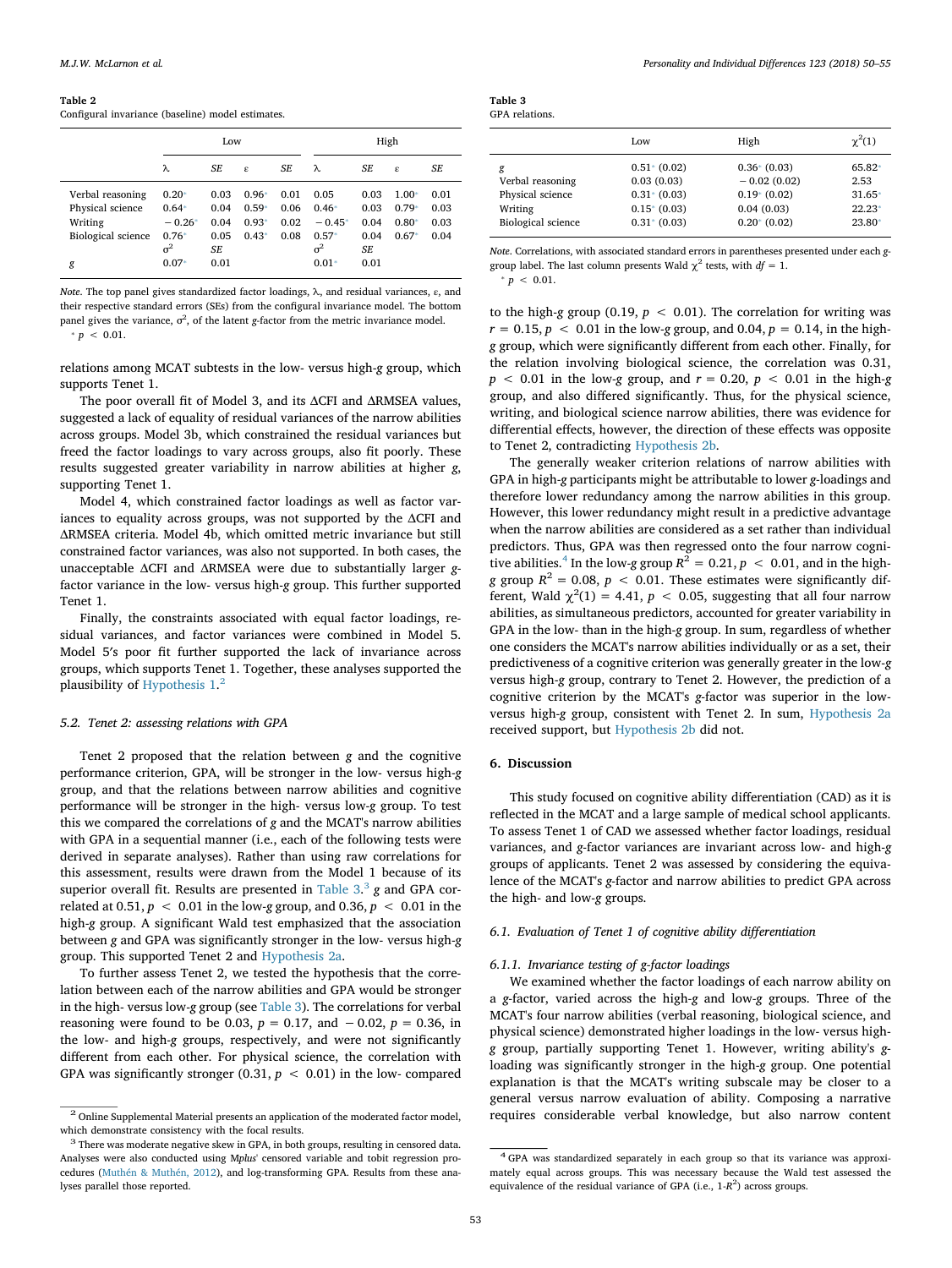**Table 2**
Configural invariance (baseline) model estimates.

| | Low | | | | High | | | |
|---|---|---|---|---|---|---|---|---|
| | λ | *SE* | ε | *SE* | λ | *SE* | ε | *SE* |
| Verbal reasoning | 0.20* | 0.03 | 0.96* | 0.01 | 0.05 | 0.03 | 1.00* | 0.01 |
| Physical science | 0.64* | 0.04 | 0.59* | 0.06 | 0.46* | 0.03 | 0.79* | 0.03 |
| Writing | −0.26* | 0.04 | 0.93* | 0.02 | −0.45* | 0.04 | 0.80* | 0.03 |
| Biological science | 0.76* | 0.05 | 0.43* | 0.08 | 0.57* | 0.04 | 0.67* | 0.04 |
| | $\sigma^2$ | *SE* | | | $\sigma^2$ | *SE* | | |
| *g* | 0.07* | 0.01 | | | 0.01* | 0.01 | | |

*Note*. The top panel gives standardized factor loadings, λ, and residual variances, ε, and their respective standard errors (SEs) from the configural invariance model. The bottom panel gives the variance, $\sigma^2$, of the latent *g*-factor from the metric invariance model.
* $p < 0.01$.

relations among MCAT subtests in the low- versus high-*g* group, which supports Tenet 1.

The poor overall fit of Model 3, and its ΔCFI and ΔRMSEA values, suggested a lack of equality of residual variances of the narrow abilities across groups. Model 3b, which constrained the residual variances but freed the factor loadings to vary across groups, also fit poorly. These results suggested greater variability in narrow abilities at higher *g*, supporting Tenet 1.

Model 4, which constrained factor loadings as well as factor variances to equality across groups, was not supported by the ΔCFI and ΔRMSEA criteria. Model 4b, which omitted metric invariance but still constrained factor variances, was also not supported. In both cases, the unacceptable ΔCFI and ΔRMSEA were due to substantially larger *g*-factor variance in the low- versus high-*g* group. This further supported Tenet 1.

Finally, the constraints associated with equal factor loadings, residual variances, and factor variances were combined in Model 5. Model 5′s poor fit further supported the lack of invariance across groups, which supports Tenet 1. Together, these analyses supported the plausibility of Hypothesis 1.[2]

### 5.2. Tenet 2: assessing relations with GPA

Tenet 2 proposed that the relation between *g* and the cognitive performance criterion, GPA, will be stronger in the low- versus high-*g* group, and that the relations between narrow abilities and cognitive performance will be stronger in the high- versus low-*g* group. To test this we compared the correlations of *g* and the MCAT's narrow abilities with GPA in a sequential manner (i.e., each of the following tests were derived in separate analyses). Rather than using raw correlations for this assessment, results were drawn from the Model 1 because of its superior overall fit. Results are presented in Table 3.[3] *g* and GPA correlated at 0.51, $p < 0.01$ in the low-*g* group, and 0.36, $p < 0.01$ in the high-*g* group. A significant Wald test emphasized that the association between *g* and GPA was significantly stronger in the low- versus high-*g* group. This supported Tenet 2 and Hypothesis 2a.

To further assess Tenet 2, we tested the hypothesis that the correlation between each of the narrow abilities and GPA would be stronger in the high- versus low-*g* group (see Table 3). The correlations for verbal reasoning were found to be 0.03, $p = 0.17$, and −0.02, $p = 0.36$, in the low- and high-*g* groups, respectively, and were not significantly different from each other. For physical science, the correlation with GPA was significantly stronger (0.31, $p < 0.01$) in the low- compared to the high-*g* group (0.19, $p < 0.01$). The correlation for writing was $r = 0.15$, $p < 0.01$ in the low-*g* group, and 0.04, $p = 0.14$, in the high-*g* group, which were significantly different from each other. Finally, for the relation involving biological science, the correlation was 0.31, $p < 0.01$ in the low-*g* group, and $r = 0.20$, $p < 0.01$ in the high-*g* group, and also differed significantly. Thus, for the physical science, writing, and biological science narrow abilities, there was evidence for differential effects, however, the direction of these effects was opposite to Tenet 2, contradicting Hypothesis 2b.

**Table 3**
GPA relations.

| | Low | High | $\chi^2(1)$ |
|---|---|---|---|
| *g* | 0.51* (0.02) | 0.36* (0.03) | 65.82* |
| Verbal reasoning | 0.03 (0.03) | −0.02 (0.02) | 2.53 |
| Physical science | 0.31* (0.03) | 0.19* (0.02) | 31.65* |
| Writing | 0.15* (0.03) | 0.04 (0.03) | 22.23* |
| Biological science | 0.31* (0.03) | 0.20* (0.02) | 23.80* |

*Note*. Correlations, with associated standard errors in parentheses presented under each *g*-group label. The last column presents Wald $\chi^2$ tests, with $df = 1$.
* $p < 0.01$.

The generally weaker criterion relations of narrow abilities with GPA in high-*g* participants might be attributable to lower *g*-loadings and therefore lower redundancy among the narrow abilities in this group. However, this lower redundancy might result in a predictive advantage when the narrow abilities are considered as a set rather than individual predictors. Thus, GPA was then regressed onto the four narrow cognitive abilities.[4] In the low-*g* group $R^2 = 0.21$, $p < 0.01$, and in the high-*g* group $R^2 = 0.08$, $p < 0.01$. These estimates were significantly different, Wald $\chi^2(1) = 4.41$, $p < 0.05$, suggesting that all four narrow abilities, as simultaneous predictors, accounted for greater variability in GPA in the low- than in the high-*g* group. In sum, regardless of whether one considers the MCAT's narrow abilities individually or as a set, their predictiveness of a cognitive criterion was generally greater in the low-*g* versus high-*g* group, contrary to Tenet 2. However, the prediction of a cognitive criterion by the MCAT's *g*-factor was superior in the low- versus high-*g* group, consistent with Tenet 2. In sum, Hypothesis 2a received support, but Hypothesis 2b did not.

## 6. Discussion

This study focused on cognitive ability differentiation (CAD) as it is reflected in the MCAT and a large sample of medical school applicants. To assess Tenet 1 of CAD we assessed whether factor loadings, residual variances, and *g*-factor variances are invariant across low- and high-*g* groups of applicants. Tenet 2 was assessed by considering the equivalence of the MCAT's *g*-factor and narrow abilities to predict GPA across the high- and low-*g* groups.

### 6.1. Evaluation of Tenet 1 of cognitive ability differentiation

#### 6.1.1. Invariance testing of g-factor loadings

We examined whether the factor loadings of each narrow ability on a *g*-factor, varied across the high-*g* and low-*g* groups. Three of the MCAT's four narrow abilities (verbal reasoning, biological science, and physical science) demonstrated higher loadings in the low- versus high-*g* group, partially supporting Tenet 1. However, writing ability's *g*-loading was significantly stronger in the high-*g* group. One potential explanation is that the MCAT's writing subscale may be closer to a general versus narrow evaluation of ability. Composing a narrative requires considerable verbal knowledge, but also narrow content

---

[2] Online Supplemental Material presents an application of the moderated factor model, which demonstrate consistency with the focal results.

[3] There was moderate negative skew in GPA, in both groups, resulting in censored data. Analyses were also conducted using M*plus*' censored variable and tobit regression procedures (Muthén & Muthén, 2012), and log-transforming GPA. Results from these analyses parallel those reported.

[4] GPA was standardized separately in each group so that its variance was approximately equal across groups. This was necessary because the Wald test assessed the equivalence of the residual variance of GPA (i.e., 1-$R^2$) across groups.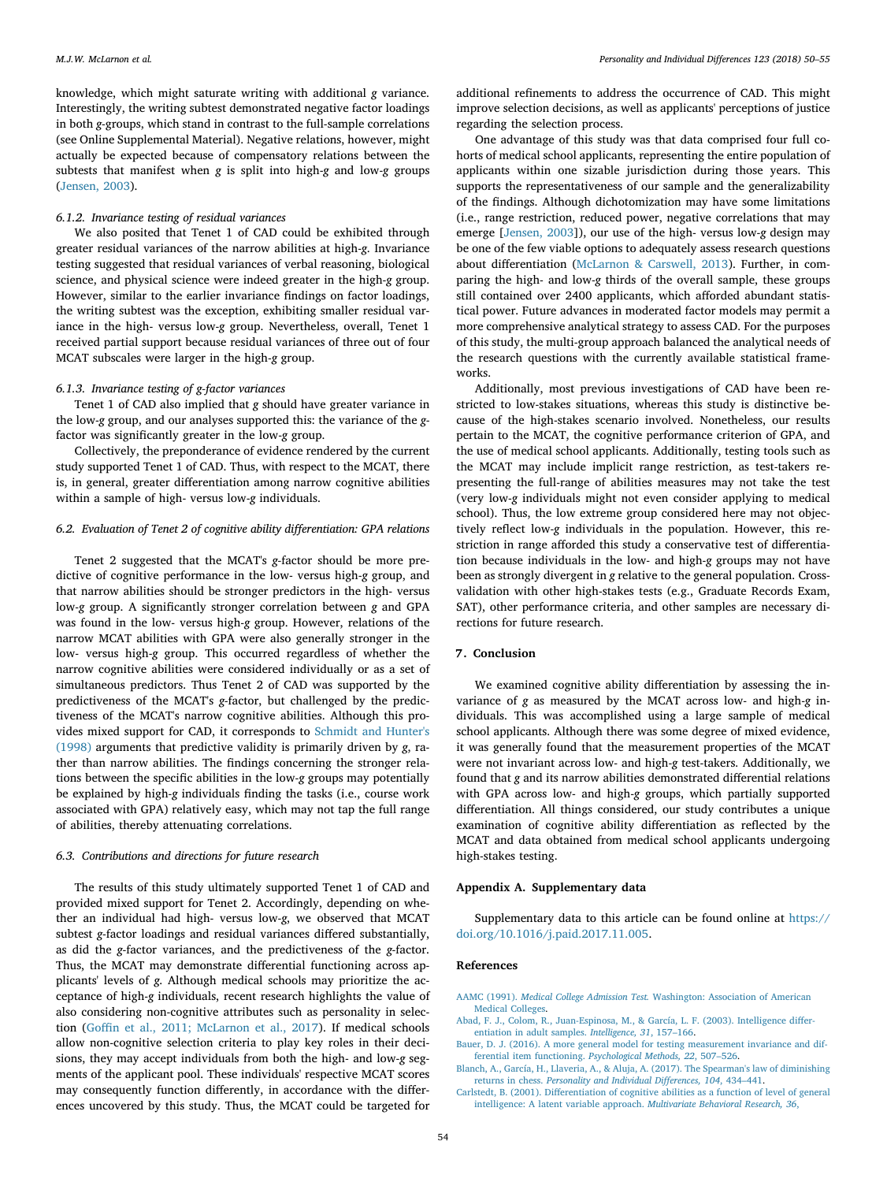knowledge, which might saturate writing with additional *g* variance. Interestingly, the writing subtest demonstrated negative factor loadings in both *g*-groups, which stand in contrast to the full-sample correlations (see Online Supplemental Material). Negative relations, however, might actually be expected because of compensatory relations between the subtests that manifest when *g* is split into high-*g* and low-*g* groups (Jensen, 2003).

#### 6.1.2. Invariance testing of residual variances

We also posited that Tenet 1 of CAD could be exhibited through greater residual variances of the narrow abilities at high-*g*. Invariance testing suggested that residual variances of verbal reasoning, biological science, and physical science were indeed greater in the high-*g* group. However, similar to the earlier invariance findings on factor loadings, the writing subtest was the exception, exhibiting smaller residual variance in the high- versus low-*g* group. Nevertheless, overall, Tenet 1 received partial support because residual variances of three out of four MCAT subscales were larger in the high-*g* group.

#### 6.1.3. Invariance testing of *g*-factor variances

Tenet 1 of CAD also implied that *g* should have greater variance in the low-*g* group, and our analyses supported this: the variance of the *g*-factor was significantly greater in the low-*g* group.

Collectively, the preponderance of evidence rendered by the current study supported Tenet 1 of CAD. Thus, with respect to the MCAT, there is, in general, greater differentiation among narrow cognitive abilities within a sample of high- versus low-*g* individuals.

### 6.2. Evaluation of Tenet 2 of cognitive ability differentiation: GPA relations

Tenet 2 suggested that the MCAT's *g*-factor should be more predictive of cognitive performance in the low- versus high-*g* group, and that narrow abilities should be stronger predictors in the high- versus low-*g* group. A significantly stronger correlation between *g* and GPA was found in the low- versus high-*g* group. However, relations of the narrow MCAT abilities with GPA were also generally stronger in the low- versus high-*g* group. This occurred regardless of whether the narrow cognitive abilities were considered individually or as a set of simultaneous predictors. Thus Tenet 2 of CAD was supported by the predictiveness of the MCAT's *g*-factor, but challenged by the predictiveness of the MCAT's narrow cognitive abilities. Although this provides mixed support for CAD, it corresponds to Schmidt and Hunter's (1998) arguments that predictive validity is primarily driven by *g*, rather than narrow abilities. The findings concerning the stronger relations between the specific abilities in the low-*g* groups may potentially be explained by high-*g* individuals finding the tasks (i.e., course work associated with GPA) relatively easy, which may not tap the full range of abilities, thereby attenuating correlations.

### 6.3. Contributions and directions for future research

The results of this study ultimately supported Tenet 1 of CAD and provided mixed support for Tenet 2. Accordingly, depending on whether an individual had high- versus low-*g*, we observed that MCAT subtest *g*-factor loadings and residual variances differed substantially, as did the *g*-factor variances, and the predictiveness of the *g*-factor. Thus, the MCAT may demonstrate differential functioning across applicants' levels of *g*. Although medical schools may prioritize the acceptance of high-*g* individuals, recent research highlights the value of also considering non-cognitive attributes such as personality in selection (Goffin et al., 2011; McLarnon et al., 2017). If medical schools allow non-cognitive selection criteria to play key roles in their decisions, they may accept individuals from both the high- and low-*g* segments of the applicant pool. These individuals' respective MCAT scores may consequently function differently, in accordance with the differences uncovered by this study. Thus, the MCAT could be targeted for additional refinements to address the occurrence of CAD. This might improve selection decisions, as well as applicants' perceptions of justice regarding the selection process.

One advantage of this study was that data comprised four full cohorts of medical school applicants, representing the entire population of applicants within one sizable jurisdiction during those years. This supports the representativeness of our sample and the generalizability of the findings. Although dichotomization may have some limitations (i.e., range restriction, reduced power, negative correlations that may emerge [Jensen, 2003]), our use of the high- versus low-*g* design may be one of the few viable options to adequately assess research questions about differentiation (McLarnon & Carswell, 2013). Further, in comparing the high- and low-*g* thirds of the overall sample, these groups still contained over 2400 applicants, which afforded abundant statistical power. Future advances in moderated factor models may permit a more comprehensive analytical strategy to assess CAD. For the purposes of this study, the multi-group approach balanced the analytical needs of the research questions with the currently available statistical frameworks.

Additionally, most previous investigations of CAD have been restricted to low-stakes situations, whereas this study is distinctive because of the high-stakes scenario involved. Nonetheless, our results pertain to the MCAT, the cognitive performance criterion of GPA, and the use of medical school applicants. Additionally, testing tools such as the MCAT may include implicit range restriction, as test-takers representing the full-range of abilities measures may not take the test (very low-*g* individuals might not even consider applying to medical school). Thus, the low extreme group considered here may not objectively reflect low-*g* individuals in the population. However, this restriction in range afforded this study a conservative test of differentiation because individuals in the low- and high-*g* groups may not have been as strongly divergent in *g* relative to the general population. Cross-validation with other high-stakes tests (e.g., Graduate Records Exam, SAT), other performance criteria, and other samples are necessary directions for future research.

## 7. Conclusion

We examined cognitive ability differentiation by assessing the invariance of *g* as measured by the MCAT across low- and high-*g* individuals. This was accomplished using a large sample of medical school applicants. Although there was some degree of mixed evidence, it was generally found that the measurement properties of the MCAT were not invariant across low- and high-*g* test-takers. Additionally, we found that *g* and its narrow abilities demonstrated differential relations with GPA across low- and high-*g* groups, which partially supported differentiation. All things considered, our study contributes a unique examination of cognitive ability differentiation as reflected by the MCAT and data obtained from medical school applicants undergoing high-stakes testing.

## Appendix A. Supplementary data

Supplementary data to this article can be found online at https://doi.org/10.1016/j.paid.2017.11.005.

## References

AAMC (1991). *Medical College Admission Test.* Washington: Association of American Medical Colleges.

Abad, F. J., Colom, R., Juan-Espinosa, M., & García, L. F. (2003). Intelligence differentiation in adult samples. *Intelligence, 31*, 157–166.

Bauer, D. J. (2016). A more general model for testing measurement invariance and differential item functioning. *Psychological Methods, 22*, 507–526.

Blanch, A., García, H., Llaveria, A., & Aluja, A. (2017). The Spearman's law of diminishing returns in chess. *Personality and Individual Differences, 104*, 434–441.

Carlstedt, B. (2001). Differentiation of cognitive abilities as a function of level of general intelligence: A latent variable approach. *Multivariate Behavioral Research, 36*,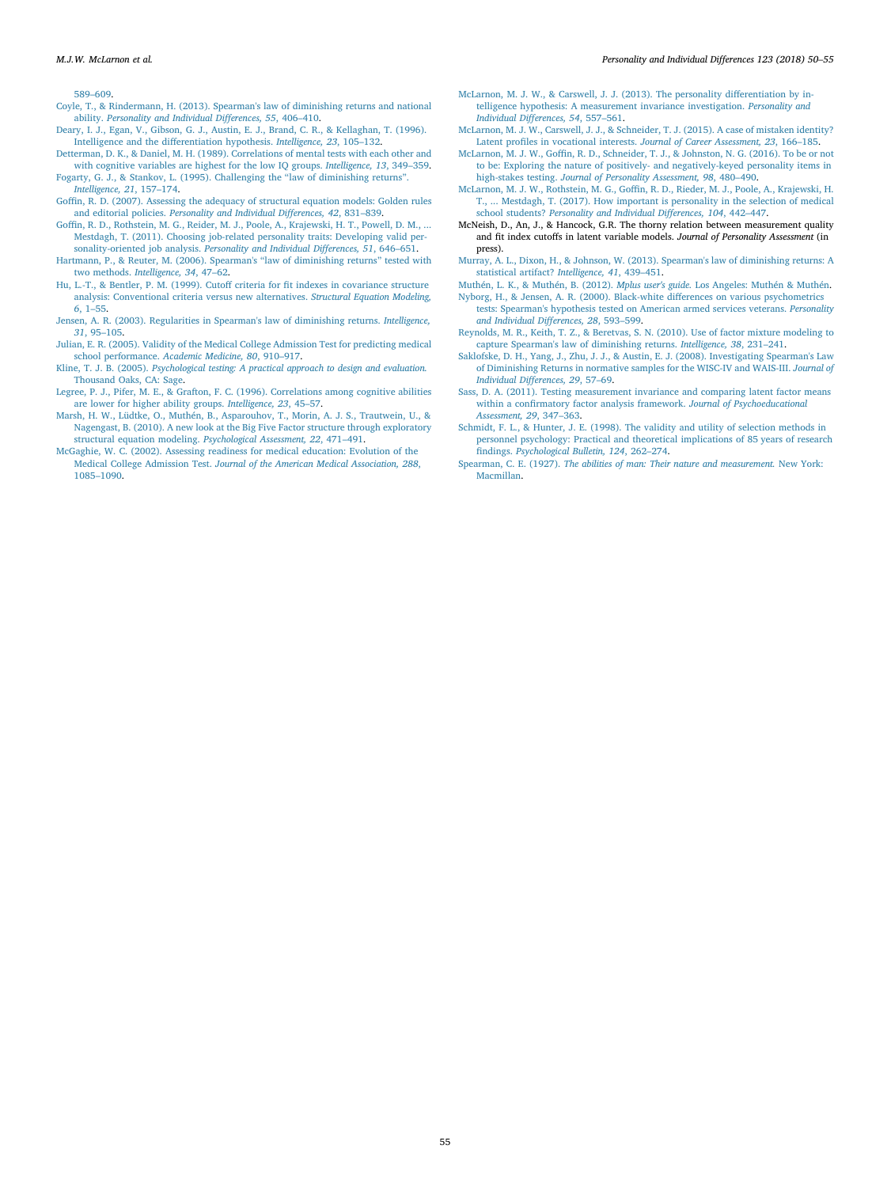589–609.

Coyle, T., & Rindermann, H. (2013). Spearman's law of diminishing returns and national ability. *Personality and Individual Differences, 55*, 406–410.

Deary, I. J., Egan, V., Gibson, G. J., Austin, E. J., Brand, C. R., & Kellaghan, T. (1996). Intelligence and the differentiation hypothesis. *Intelligence, 23*, 105–132.

Detterman, D. K., & Daniel, M. H. (1989). Correlations of mental tests with each other and with cognitive variables are highest for the low IQ groups. *Intelligence, 13*, 349–359.

Fogarty, G. J., & Stankov, L. (1995). Challenging the "law of diminishing returns". *Intelligence, 21*, 157–174.

Goffin, R. D. (2007). Assessing the adequacy of structural equation models: Golden rules and editorial policies. *Personality and Individual Differences, 42*, 831–839.

Goffin, R. D., Rothstein, M. G., Reider, M. J., Poole, A., Krajewski, H. T., Powell, D. M., ... Mestdagh, T. (2011). Choosing job-related personality traits: Developing valid personality-oriented job analysis. *Personality and Individual Differences, 51*, 646–651.

Hartmann, P., & Reuter, M. (2006). Spearman's "law of diminishing returns" tested with two methods. *Intelligence, 34*, 47–62.

Hu, L.-T., & Bentler, P. M. (1999). Cutoff criteria for fit indexes in covariance structure analysis: Conventional criteria versus new alternatives. *Structural Equation Modeling, 6*, 1–55.

Jensen, A. R. (2003). Regularities in Spearman's law of diminishing returns. *Intelligence, 31*, 95–105.

Julian, E. R. (2005). Validity of the Medical College Admission Test for predicting medical school performance. *Academic Medicine, 80*, 910–917.

Kline, T. J. B. (2005). *Psychological testing: A practical approach to design and evaluation.* Thousand Oaks, CA: Sage.

Legree, P. J., Pifer, M. E., & Grafton, F. C. (1996). Correlations among cognitive abilities are lower for higher ability groups. *Intelligence, 23*, 45–57.

Marsh, H. W., Lüdtke, O., Muthén, B., Asparouhov, T., Morin, A. J. S., Trautwein, U., & Nagengast, B. (2010). A new look at the Big Five Factor structure through exploratory structural equation modeling. *Psychological Assessment, 22*, 471–491.

McGaghie, W. C. (2002). Assessing readiness for medical education: Evolution of the Medical College Admission Test. *Journal of the American Medical Association, 288*, 1085–1090.

McLarnon, M. J. W., & Carswell, J. J. (2013). The personality differentiation by intelligence hypothesis: A measurement invariance investigation. *Personality and Individual Differences, 54*, 557–561.

McLarnon, M. J. W., Carswell, J. J., & Schneider, T. J. (2015). A case of mistaken identity? Latent profiles in vocational interests. *Journal of Career Assessment, 23*, 166–185.

McLarnon, M. J. W., Goffin, R. D., Schneider, T. J., & Johnston, N. G. (2016). To be or not to be: Exploring the nature of positively- and negatively-keyed personality items in high-stakes testing. *Journal of Personality Assessment, 98*, 480–490.

McLarnon, M. J. W., Rothstein, M. G., Goffin, R. D., Rieder, M. J., Poole, A., Krajewski, H. T., ... Mestdagh, T. (2017). How important is personality in the selection of medical school students? *Personality and Individual Differences, 104*, 442–447.

McNeish, D., An, J., & Hancock, G.R. The thorny relation between measurement quality and fit index cutoffs in latent variable models. *Journal of Personality Assessment* (in press).

Murray, A. L., Dixon, H., & Johnson, W. (2013). Spearman's law of diminishing returns: A statistical artifact? *Intelligence, 41*, 439–451.

Muthén, L. K., & Muthén, B. (2012). *Mplus user's guide.* Los Angeles: Muthén & Muthén.

Nyborg, H., & Jensen, A. R. (2000). Black-white differences on various psychometrics tests: Spearman's hypothesis tested on American armed services veterans. *Personality and Individual Differences, 28*, 593–599.

Reynolds, M. R., Keith, T. Z., & Beretvas, S. N. (2010). Use of factor mixture modeling to capture Spearman's law of diminishing returns. *Intelligence, 38*, 231–241.

Saklofske, D. H., Yang, J., Zhu, J. J., & Austin, E. J. (2008). Investigating Spearman's Law of Diminishing Returns in normative samples for the WISC-IV and WAIS-III. *Journal of Individual Differences, 29*, 57–69.

Sass, D. A. (2011). Testing measurement invariance and comparing latent factor means within a confirmatory factor analysis framework. *Journal of Psychoeducational Assessment, 29*, 347–363.

Schmidt, F. L., & Hunter, J. E. (1998). The validity and utility of selection methods in personnel psychology: Practical and theoretical implications of 85 years of research findings. *Psychological Bulletin, 124*, 262–274.

Spearman, C. E. (1927). *The abilities of man: Their nature and measurement.* New York: Macmillan.